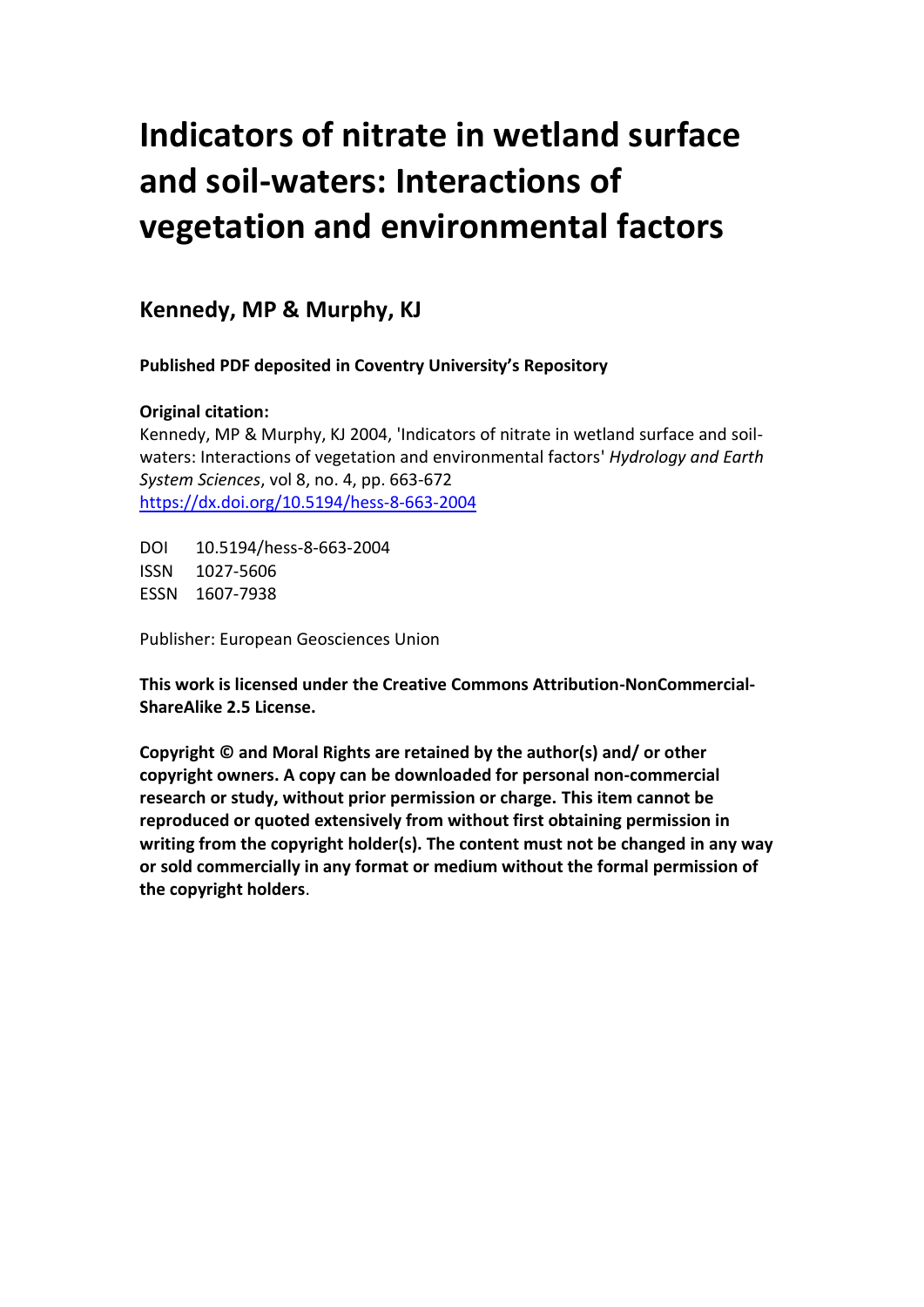# Indicators of nitrate in wetland surface and soil-waters: Interactions of vegetation and environmental factors

## Kennedy, MP & Murphy, KJ

**Published PDF deposited in Coventry University's Repository**

**Original citation:**

Kennedy, MP & Murphy, KJ 2004, 'Indicators of nitrate in wetland surface and soil-waters: Interactions of vegetation and environmental factors' *Hydrology and Earth System Sciences*, vol 8, no. 4, pp. 663-672
https://dx.doi.org/10.5194/hess-8-663-2004

DOI 10.5194/hess-8-663-2004
ISSN 1027-5606
ESSN 1607-7938

Publisher: European Geosciences Union

**This work is licensed under the Creative Commons Attribution-NonCommercial-ShareAlike 2.5 License.**

**Copyright © and Moral Rights are retained by the author(s) and/ or other copyright owners. A copy can be downloaded for personal non-commercial research or study, without prior permission or charge. This item cannot be reproduced or quoted extensively from without first obtaining permission in writing from the copyright holder(s). The content must not be changed in any way or sold commercially in any format or medium without the formal permission of the copyright holders**.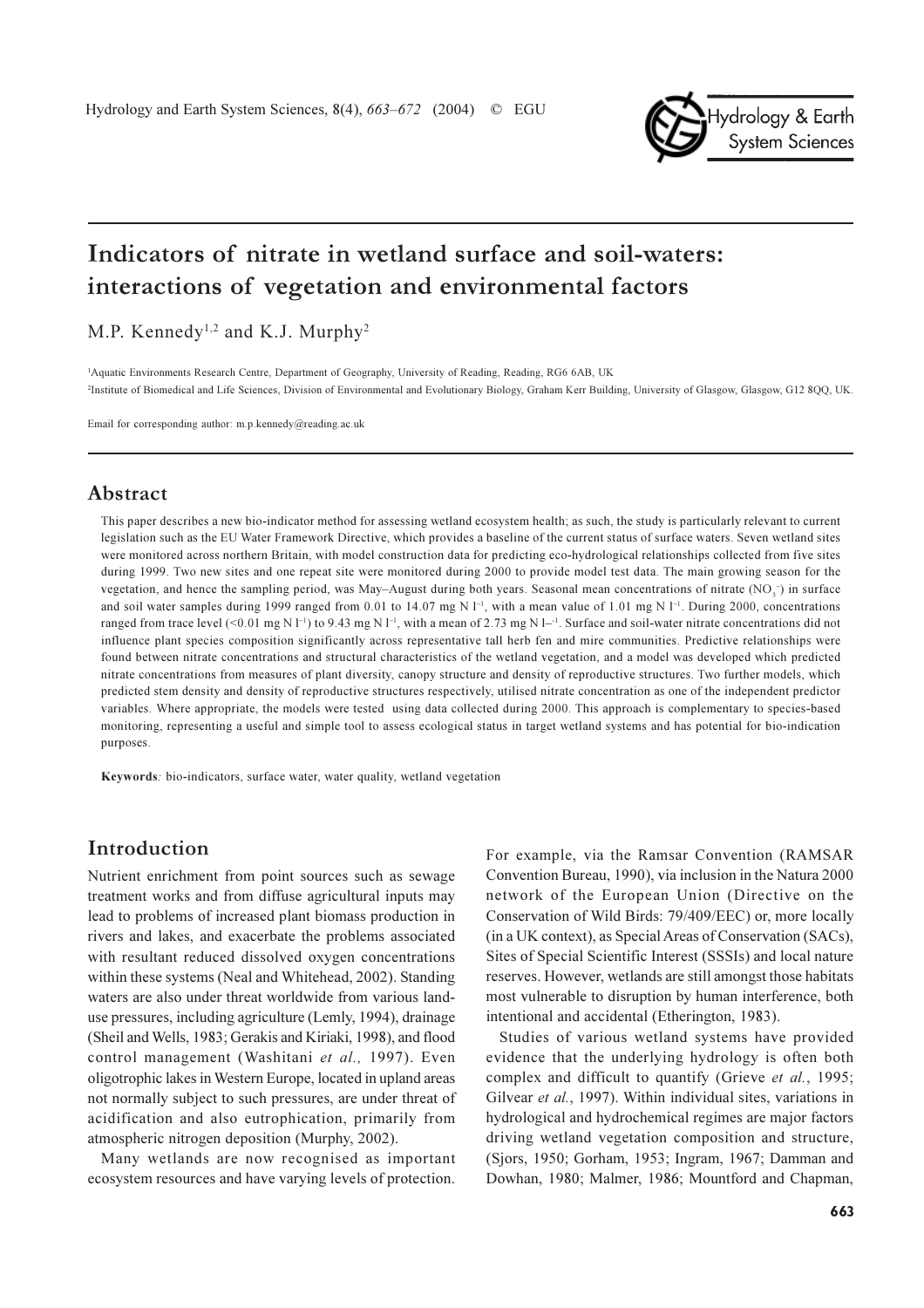# Indicators of nitrate in wetland surface and soil-waters: interactions of vegetation and environmental factors

M.P. Kennedy[1,2] and K.J. Murphy[2]

[1]Aquatic Environments Research Centre, Department of Geography, University of Reading, Reading, RG6 6AB, UK

[2]Institute of Biomedical and Life Sciences, Division of Environmental and Evolutionary Biology, Graham Kerr Building, University of Glasgow, Glasgow, G12 8QQ, UK.

Email for corresponding author: m.p.kennedy@reading.ac.uk

## Abstract

This paper describes a new bio-indicator method for assessing wetland ecosystem health; as such, the study is particularly relevant to current legislation such as the EU Water Framework Directive, which provides a baseline of the current status of surface waters. Seven wetland sites were monitored across northern Britain, with model construction data for predicting eco-hydrological relationships collected from five sites during 1999. Two new sites and one repeat site were monitored during 2000 to provide model test data. The main growing season for the vegetation, and hence the sampling period, was May–August during both years. Seasonal mean concentrations of nitrate ($NO_3^-$) in surface and soil water samples during 1999 ranged from 0.01 to 14.07 mg N l$^{-1}$, with a mean value of 1.01 mg N l$^{-1}$. During 2000, concentrations ranged from trace level (<0.01 mg N l$^{-1}$) to 9.43 mg N l$^{-1}$, with a mean of 2.73 mg N l$^{-1}$. Surface and soil-water nitrate concentrations did not influence plant species composition significantly across representative tall herb fen and mire communities. Predictive relationships were found between nitrate concentrations and structural characteristics of the wetland vegetation, and a model was developed which predicted nitrate concentrations from measures of plant diversity, canopy structure and density of reproductive structures. Two further models, which predicted stem density and density of reproductive structures respectively, utilised nitrate concentration as one of the independent predictor variables. Where appropriate, the models were tested using data collected during 2000. This approach is complementary to species-based monitoring, representing a useful and simple tool to assess ecological status in target wetland systems and has potential for bio-indication purposes.

**Keywords**: bio-indicators, surface water, water quality, wetland vegetation

## Introduction

Nutrient enrichment from point sources such as sewage treatment works and from diffuse agricultural inputs may lead to problems of increased plant biomass production in rivers and lakes, and exacerbate the problems associated with resultant reduced dissolved oxygen concentrations within these systems (Neal and Whitehead, 2002). Standing waters are also under threat worldwide from various land-use pressures, including agriculture (Lemly, 1994), drainage (Sheil and Wells, 1983; Gerakis and Kiriaki, 1998), and flood control management (Washitani *et al.,* 1997). Even oligotrophic lakes in Western Europe, located in upland areas not normally subject to such pressures, are under threat of acidification and also eutrophication, primarily from atmospheric nitrogen deposition (Murphy, 2002).

Many wetlands are now recognised as important ecosystem resources and have varying levels of protection. For example, via the Ramsar Convention (RAMSAR Convention Bureau, 1990), via inclusion in the Natura 2000 network of the European Union (Directive on the Conservation of Wild Birds: 79/409/EEC) or, more locally (in a UK context), as Special Areas of Conservation (SACs), Sites of Special Scientific Interest (SSSIs) and local nature reserves. However, wetlands are still amongst those habitats most vulnerable to disruption by human interference, both intentional and accidental (Etherington, 1983).

Studies of various wetland systems have provided evidence that the underlying hydrology is often both complex and difficult to quantify (Grieve *et al.*, 1995; Gilvear *et al.*, 1997). Within individual sites, variations in hydrological and hydrochemical regimes are major factors driving wetland vegetation composition and structure, (Sjors, 1950; Gorham, 1953; Ingram, 1967; Damman and Dowhan, 1980; Malmer, 1986; Mountford and Chapman,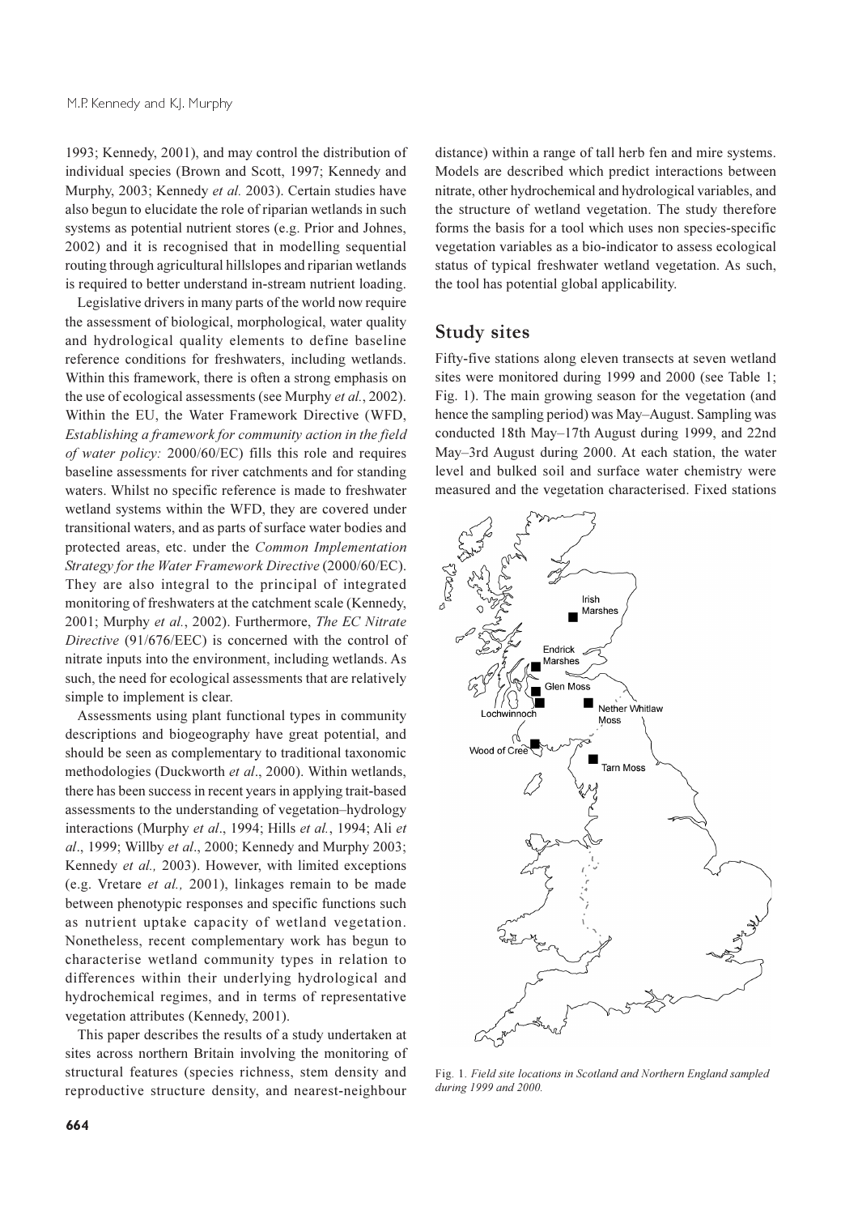1993; Kennedy, 2001), and may control the distribution of individual species (Brown and Scott, 1997; Kennedy and Murphy, 2003; Kennedy *et al.* 2003). Certain studies have also begun to elucidate the role of riparian wetlands in such systems as potential nutrient stores (e.g. Prior and Johnes, 2002) and it is recognised that in modelling sequential routing through agricultural hillslopes and riparian wetlands is required to better understand in-stream nutrient loading.

Legislative drivers in many parts of the world now require the assessment of biological, morphological, water quality and hydrological quality elements to define baseline reference conditions for freshwaters, including wetlands. Within this framework, there is often a strong emphasis on the use of ecological assessments (see Murphy *et al.*, 2002). Within the EU, the Water Framework Directive (WFD, *Establishing a framework for community action in the field of water policy:* 2000/60/EC) fills this role and requires baseline assessments for river catchments and for standing waters. Whilst no specific reference is made to freshwater wetland systems within the WFD, they are covered under transitional waters, and as parts of surface water bodies and protected areas, etc. under the *Common Implementation Strategy for the Water Framework Directive* (2000/60/EC). They are also integral to the principal of integrated monitoring of freshwaters at the catchment scale (Kennedy, 2001; Murphy *et al.*, 2002). Furthermore, *The EC Nitrate Directive* (91/676/EEC) is concerned with the control of nitrate inputs into the environment, including wetlands. As such, the need for ecological assessments that are relatively simple to implement is clear.

Assessments using plant functional types in community descriptions and biogeography have great potential, and should be seen as complementary to traditional taxonomic methodologies (Duckworth *et al*., 2000). Within wetlands, there has been success in recent years in applying trait-based assessments to the understanding of vegetation–hydrology interactions (Murphy *et al*., 1994; Hills *et al.*, 1994; Ali *et al*., 1999; Willby *et al*., 2000; Kennedy and Murphy 2003; Kennedy *et al.,* 2003). However, with limited exceptions (e.g. Vretare *et al.,* 2001), linkages remain to be made between phenotypic responses and specific functions such as nutrient uptake capacity of wetland vegetation. Nonetheless, recent complementary work has begun to characterise wetland community types in relation to differences within their underlying hydrological and hydrochemical regimes, and in terms of representative vegetation attributes (Kennedy, 2001).

This paper describes the results of a study undertaken at sites across northern Britain involving the monitoring of structural features (species richness, stem density and reproductive structure density, and nearest-neighbour distance) within a range of tall herb fen and mire systems. Models are described which predict interactions between nitrate, other hydrochemical and hydrological variables, and the structure of wetland vegetation. The study therefore forms the basis for a tool which uses non species-specific vegetation variables as a bio-indicator to assess ecological status of typical freshwater wetland vegetation. As such, the tool has potential global applicability.

## Study sites

Fifty-five stations along eleven transects at seven wetland sites were monitored during 1999 and 2000 (see Table 1; Fig. 1). The main growing season for the vegetation (and hence the sampling period) was May–August. Sampling was conducted 18th May–17th August during 1999, and 22nd May–3rd August during 2000. At each station, the water level and bulked soil and surface water chemistry were measured and the vegetation characterised. Fixed stations

Fig. 1. *Field site locations in Scotland and Northern England sampled during 1999 and 2000.*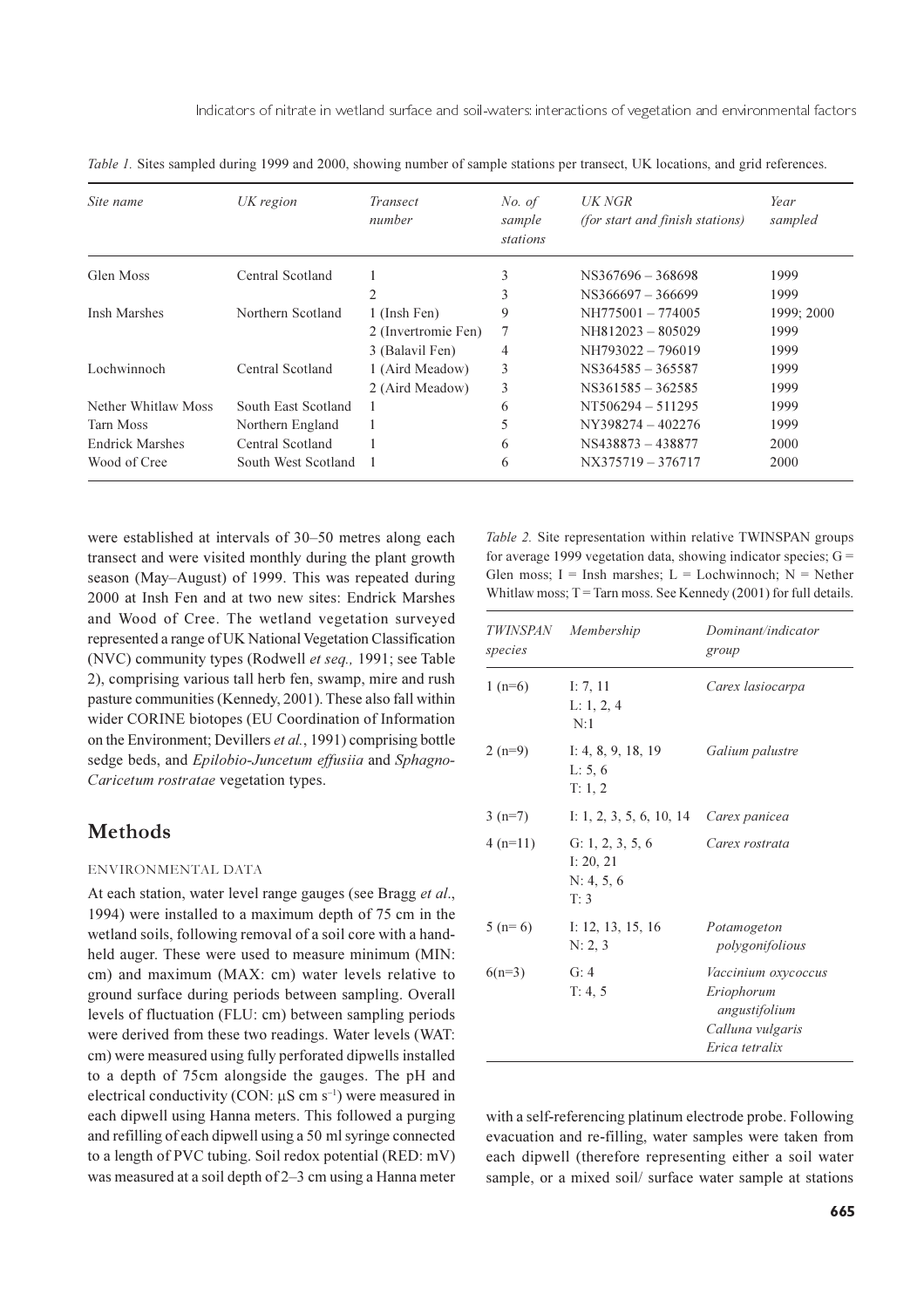*Table 1.* Sites sampled during 1999 and 2000, showing number of sample stations per transect, UK locations, and grid references.

| *Site name* | *UK region* | *Transect number* | *No. of sample stations* | *UK NGR (for start and finish stations)* | *Year sampled* |
|---|---|---|---|---|---|
| Glen Moss | Central Scotland | 1 | 3 | NS367696 – 368698 | 1999 |
| | | 2 | 3 | NS366697 – 366699 | 1999 |
| Insh Marshes | Northern Scotland | 1 (Insh Fen) | 9 | NH775001 – 774005 | 1999; 2000 |
| | | 2 (Invertromie Fen) | 7 | NH812023 – 805029 | 1999 |
| | | 3 (Balavil Fen) | 4 | NH793022 – 796019 | 1999 |
| Lochwinnoch | Central Scotland | 1 (Aird Meadow) | 3 | NS364585 – 365587 | 1999 |
| | | 2 (Aird Meadow) | 3 | NS361585 – 362585 | 1999 |
| Nether Whitlaw Moss | South East Scotland | 1 | 6 | NT506294 – 511295 | 1999 |
| Tarn Moss | Northern England | 1 | 5 | NY398274 – 402276 | 1999 |
| Endrick Marshes | Central Scotland | 1 | 6 | NS438873 – 438877 | 2000 |
| Wood of Cree | South West Scotland | 1 | 6 | NX375719 – 376717 | 2000 |

were established at intervals of 30–50 metres along each transect and were visited monthly during the plant growth season (May–August) of 1999. This was repeated during 2000 at Insh Fen and at two new sites: Endrick Marshes and Wood of Cree. The wetland vegetation surveyed represented a range of UK National Vegetation Classification (NVC) community types (Rodwell *et seq.,* 1991; see Table 2), comprising various tall herb fen, swamp, mire and rush pasture communities (Kennedy, 2001). These also fall within wider CORINE biotopes (EU Coordination of Information on the Environment; Devillers *et al.*, 1991) comprising bottle sedge beds, and *Epilobio-Juncetum effusiia* and *Sphagno-Caricetum rostratae* vegetation types.

*Table 2.* Site representation within relative TWINSPAN groups for average 1999 vegetation data, showing indicator species; G = Glen moss; I = Insh marshes; L = Lochwinnoch; N = Nether Whitlaw moss; T = Tarn moss. See Kennedy (2001) for full details.

| *TWINSPAN species* | *Membership* | *Dominant/indicator group* |
|---|---|---|
| 1 (n=6) | I: 7, 11<br>L: 1, 2, 4<br>N:1 | *Carex lasiocarpa* |
| 2 (n=9) | I: 4, 8, 9, 18, 19<br>L: 5, 6<br>T: 1, 2 | *Galium palustre* |
| 3 (n=7) | I: 1, 2, 3, 5, 6, 10, 14 | *Carex panicea* |
| 4 (n=11) | G: 1, 2, 3, 5, 6<br>I: 20, 21<br>N: 4, 5, 6<br>T: 3 | *Carex rostrata* |
| 5 (n= 6) | I: 12, 13, 15, 16<br>N: 2, 3 | *Potamogeton polygonifolious* |
| 6(n=3) | G: 4<br>T: 4, 5 | *Vaccinium oxycoccus*<br>*Eriophorum angustifolium*<br>*Calluna vulgaris*<br>*Erica tetralix* |

## Methods

### ENVIRONMENTAL DATA

At each station, water level range gauges (see Bragg *et al*., 1994) were installed to a maximum depth of 75 cm in the wetland soils, following removal of a soil core with a hand-held auger. These were used to measure minimum (MIN: cm) and maximum (MAX: cm) water levels relative to ground surface during periods between sampling. Overall levels of fluctuation (FLU: cm) between sampling periods were derived from these two readings. Water levels (WAT: cm) were measured using fully perforated dipwells installed to a depth of 75cm alongside the gauges. The pH and electrical conductivity (CON: $\mu$S cm $s^{-1}$) were measured in each dipwell using Hanna meters. This followed a purging and refilling of each dipwell using a 50 ml syringe connected to a length of PVC tubing. Soil redox potential (RED: mV) was measured at a soil depth of 2–3 cm using a Hanna meter with a self-referencing platinum electrode probe. Following evacuation and re-filling, water samples were taken from each dipwell (therefore representing either a soil water sample, or a mixed soil/ surface water sample at stations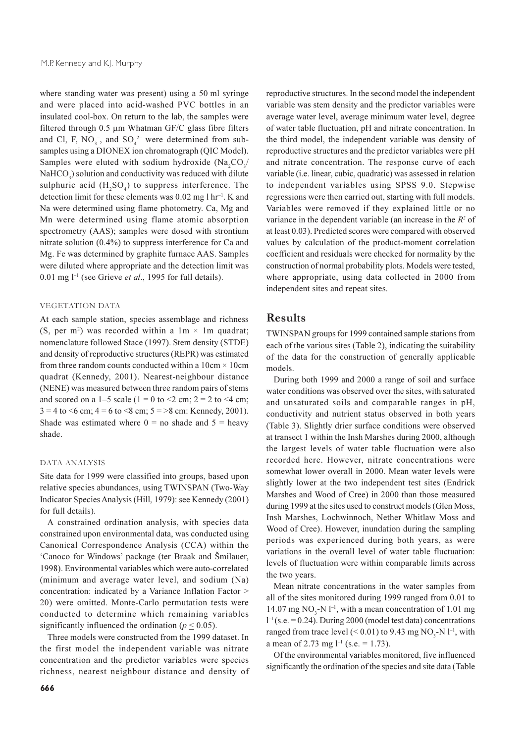where standing water was present) using a 50 ml syringe and were placed into acid-washed PVC bottles in an insulated cool-box. On return to the lab, the samples were filtered through 0.5 µm Whatman GF/C glass fibre filters and Cl, F, $NO_3^-$, and $SO_4^{2-}$ were determined from sub-samples using a DIONEX ion chromatograph (QIC Model). Samples were eluted with sodium hydroxide ($Na_2CO_3$/$NaHCO_3$) solution and conductivity was reduced with dilute sulphuric acid ($H_2SO_4$) to suppress interference. The detection limit for these elements was 0.02 mg l $hr^{-1}$. K and Na were determined using flame photometry. Ca, Mg and Mn were determined using flame atomic absorption spectrometry (AAS); samples were dosed with strontium nitrate solution (0.4%) to suppress interference for Ca and Mg. Fe was determined by graphite furnace AAS. Samples were diluted where appropriate and the detection limit was 0.01 mg $l^{-1}$ (see Grieve *et al*., 1995 for full details).

### VEGETATION DATA

At each sample station, species assemblage and richness (S, per $m^2$) was recorded within a 1m × 1m quadrat; nomenclature followed Stace (1997). Stem density (STDE) and density of reproductive structures (REPR) was estimated from three random counts conducted within a 10cm × 10cm quadrat (Kennedy, 2001). Nearest-neighbour distance (NENE) was measured between three random pairs of stems and scored on a 1–5 scale (1 = 0 to <2 cm; 2 = 2 to <4 cm; 3 = 4 to <6 cm; 4 = 6 to <8 cm; 5 = >8 cm: Kennedy, 2001). Shade was estimated where 0 = no shade and 5 = heavy shade.

### DATA ANALYSIS

Site data for 1999 were classified into groups, based upon relative species abundances, using TWINSPAN (Two-Way Indicator Species Analysis (Hill, 1979): see Kennedy (2001) for full details).

A constrained ordination analysis, with species data constrained upon environmental data, was conducted using Canonical Correspondence Analysis (CCA) within the 'Canoco for Windows' package (ter Braak and Šmilauer, 1998). Environmental variables which were auto-correlated (minimum and average water level, and sodium (Na) concentration: indicated by a Variance Inflation Factor > 20) were omitted. Monte-Carlo permutation tests were conducted to determine which remaining variables significantly influenced the ordination ($p \leq 0.05$).

Three models were constructed from the 1999 dataset. In the first model the independent variable was nitrate concentration and the predictor variables were species richness, nearest neighbour distance and density of reproductive structures. In the second model the independent variable was stem density and the predictor variables were average water level, average minimum water level, degree of water table fluctuation, pH and nitrate concentration. In the third model, the independent variable was density of reproductive structures and the predictor variables were pH and nitrate concentration. The response curve of each variable (i.e. linear, cubic, quadratic) was assessed in relation to independent variables using SPSS 9.0. Stepwise regressions were then carried out, starting with full models. Variables were removed if they explained little or no variance in the dependent variable (an increase in the $R^2$ of at least 0.03). Predicted scores were compared with observed values by calculation of the product-moment correlation coefficient and residuals were checked for normality by the construction of normal probability plots. Models were tested, where appropriate, using data collected in 2000 from independent sites and repeat sites.

## Results

TWINSPAN groups for 1999 contained sample stations from each of the various sites (Table 2), indicating the suitability of the data for the construction of generally applicable models.

During both 1999 and 2000 a range of soil and surface water conditions was observed over the sites, with saturated and unsaturated soils and comparable ranges in pH, conductivity and nutrient status observed in both years (Table 3). Slightly drier surface conditions were observed at transect 1 within the Insh Marshes during 2000, although the largest levels of water table fluctuation were also recorded here. However, nitrate concentrations were somewhat lower overall in 2000. Mean water levels were slightly lower at the two independent test sites (Endrick Marshes and Wood of Cree) in 2000 than those measured during 1999 at the sites used to construct models (Glen Moss, Insh Marshes, Lochwinnoch, Nether Whitlaw Moss and Wood of Cree). However, inundation during the sampling periods was experienced during both years, as were variations in the overall level of water table fluctuation: levels of fluctuation were within comparable limits across the two years.

Mean nitrate concentrations in the water samples from all of the sites monitored during 1999 ranged from 0.01 to 14.07 mg $NO_3$-N $l^{-1}$, with a mean concentration of 1.01 mg $l^{-1}$ (s.e. = 0.24). During 2000 (model test data) concentrations ranged from trace level (< 0.01) to 9.43 mg $NO_3$-N $l^{-1}$, with a mean of 2.73 mg $l^{-1}$ (s.e. = 1.73).

Of the environmental variables monitored, five influenced significantly the ordination of the species and site data (Table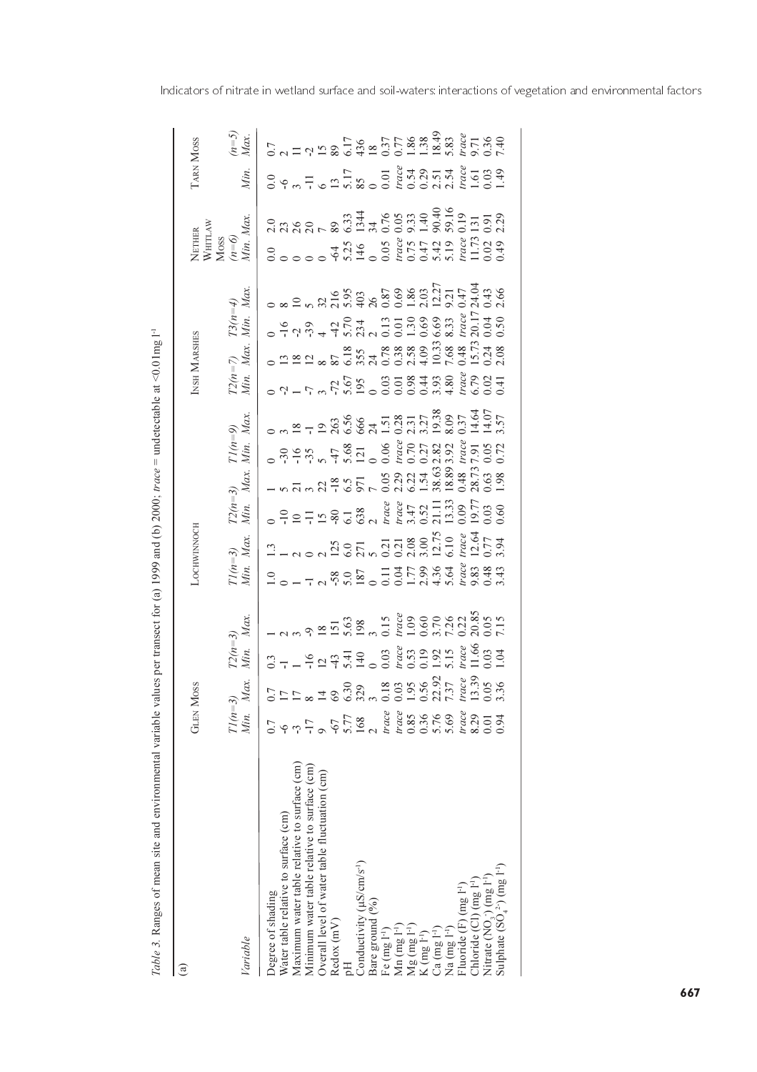*Table 3.* Ranges of mean site and environmental variable values per transect for (a) 1999 and (b) 2000; *trace* = undetectable at <0.01mg l$^{-1}$

(a)

| Variable | Glen Moss | | | | Lochwinnoch | | | | Insh Marshes | | | | | | Nether Whitlaw Moss | | Tarn Moss | |
|---|---|---|---|---|---|---|---|---|---|---|---|---|---|---|---|---|---|---|
| | *T1(n=3)* | | *T2(n=3)* | | *T1(n=3)* | | *T2(n=3)* | | *T1(n=9)* | | *T2(n=7)* | | *T3(n=4)* | | *(n=6)* | | *(n=5)* | |
| | *Min.* | *Max.* | *Min.* | *Max.* | *Min.* | *Max.* | *Min.* | *Max.* | *Min.* | *Max.* | *Min.* | *Max.* | *Min.* | *Max.* | *Min.* | *Max.* | *Min.* | *Max.* |
| Degree of shading | 0.7 | 0.7 | 0.3 | 1 | 1.0 | 1.3 | 0 | 1 | 0 | 0 | 0 | 0 | 0 | 0 | 0.0 | 2.0 | 0.0 | 0.7 |
| Water table relative to surface (cm) | -6 | 17 | -1 | 2 | 0 | 1 | -10 | 5 | -30 | 3 | -2 | 13 | -16 | 8 | 0 | 23 | -6 | 2 |
| Maximum water table relative to surface (cm) | -3 | 17 | 1 | 3 | 1 | 2 | 10 | 21 | -16 | 18 | 1 | 18 | -2 | 10 | 0 | 26 | 3 | 11 |
| Minimum water table relative to surface (cm) | -17 | 8 | -16 | -9 | -1 | 0 | -11 | 3 | -35 | -1 | -7 | 12 | -39 | 5 | 0 | 20 | -11 | -2 |
| Overall level of water table fluctuation (cm) | 9 | 14 | 12 | 18 | 2 | 2 | 15 | 22 | 5 | 19 | 3 | 8 | 4 | 32 | 0 | 7 | 6 | 15 |
| Redox (mV) | -67 | 69 | -43 | 151 | -58 | 125 | -80 | -18 | -47 | 263 | -72 | 87 | -42 | 216 | -64 | 89 | 13 | 89 |
| pH | 5.77 | 6.30 | 5.41 | 5.63 | 5.0 | 6.0 | 6.1 | 6.5 | 5.68 | 6.56 | 5.67 | 6.18 | 5.70 | 5.95 | 5.25 | 6.33 | 5.17 | 6.17 |
| Conductivity (µS/cm/s$^{-1}$) | 168 | 329 | 140 | 198 | 187 | 271 | 638 | 971 | 121 | 666 | 195 | 355 | 234 | 403 | 146 | 1344 | 85 | 436 |
| Bare ground (%) | 2 | 3 | 0 | 3 | 0 | 5 | 2 | 7 | 0 | 24 | 0 | 24 | 2 | 26 | 0 | 34 | 0 | 18 |
| Fe (mg l$^{-1}$) | *trace* | 0.18 | 0.03 | 0.15 | 0.11 | 0.21 | *trace* | 0.05 | 0.06 | 1.51 | 0.03 | 0.78 | 0.13 | 0.87 | 0.05 | 0.76 | 0.01 | 0.37 |
| Mn (mg l$^{-1}$) | *trace* | 0.03 | *trace* | *trace* | 0.04 | 0.21 | *trace* | 2.29 | *trace* | 0.28 | 0.01 | 0.38 | 0.01 | 0.69 | *trace* | 0.05 | *trace* | 0.77 |
| Mg (mg l$^{-1}$) | 0.85 | 1.95 | 0.53 | 1.09 | 1.77 | 2.08 | 3.47 | 6.22 | 0.70 | 2.31 | 0.98 | 2.58 | 1.30 | 1.86 | 0.75 | 9.33 | 0.54 | 1.86 |
| K (mg l$^{-1}$) | 0.36 | 0.56 | 0.19 | 0.60 | 2.99 | 3.00 | 0.52 | 1.54 | 0.27 | 3.27 | 0.44 | 4.09 | 0.69 | 2.03 | 0.47 | 1.40 | 0.29 | 1.38 |
| Ca (mg l$^{-1}$) | 5.76 | 22.92 | 1.92 | 3.70 | 4.36 | 12.75 | 21.11 | 38.63 | 2.82 | 19.38 | 3.93 | 10.33 | 6.69 | 12.27 | 5.42 | 90.40 | 2.51 | 18.49 |
| Na (mg l$^{-1}$) | 5.69 | 7.37 | 5.15 | 7.26 | 5.64 | 6.10 | 13.33 | 18.89 | 3.92 | 8.09 | 4.80 | 7.68 | 8.33 | 9.21 | 5.19 | 59.16 | 2.54 | 5.83 |
| Fluoride (F) (mg l$^{-1}$) | *trace* | *trace* | *trace* | 0.22 | *trace* | *trace* | 0.09 | 0.48 | *trace* | 0.37 | *trace* | 0.48 | *trace* | 0.47 | *trace* | 0.19 | *trace* | *trace* |
| Chloride (Cl) (mg l$^{-1}$) | 8.29 | 13.39 | 11.66 | 20.85 | 9.83 | 12.64 | 19.77 | 28.73 | 7.91 | 14.64 | 6.79 | 15.73 | 20.17 | 24.04 | 11.73 | 131 | 1.61 | 9.71 |
| Nitrate ($NO_3^-$) (mg l$^{-1}$) | 0.01 | 0.05 | 0.03 | 0.05 | 0.48 | 0.77 | 0.03 | 0.63 | 0.05 | 14.07 | 0.02 | 0.24 | 0.04 | 0.43 | 0.02 | 0.91 | 0.03 | 0.36 |
| Sulphate ($SO_4^{2-}$) (mg l$^{-1}$) | 0.94 | 3.36 | 1.04 | 7.15 | 3.43 | 3.94 | 0.60 | 1.98 | 0.72 | 3.57 | 0.41 | 2.08 | 0.50 | 2.66 | 0.49 | 2.29 | 1.49 | 7.40 |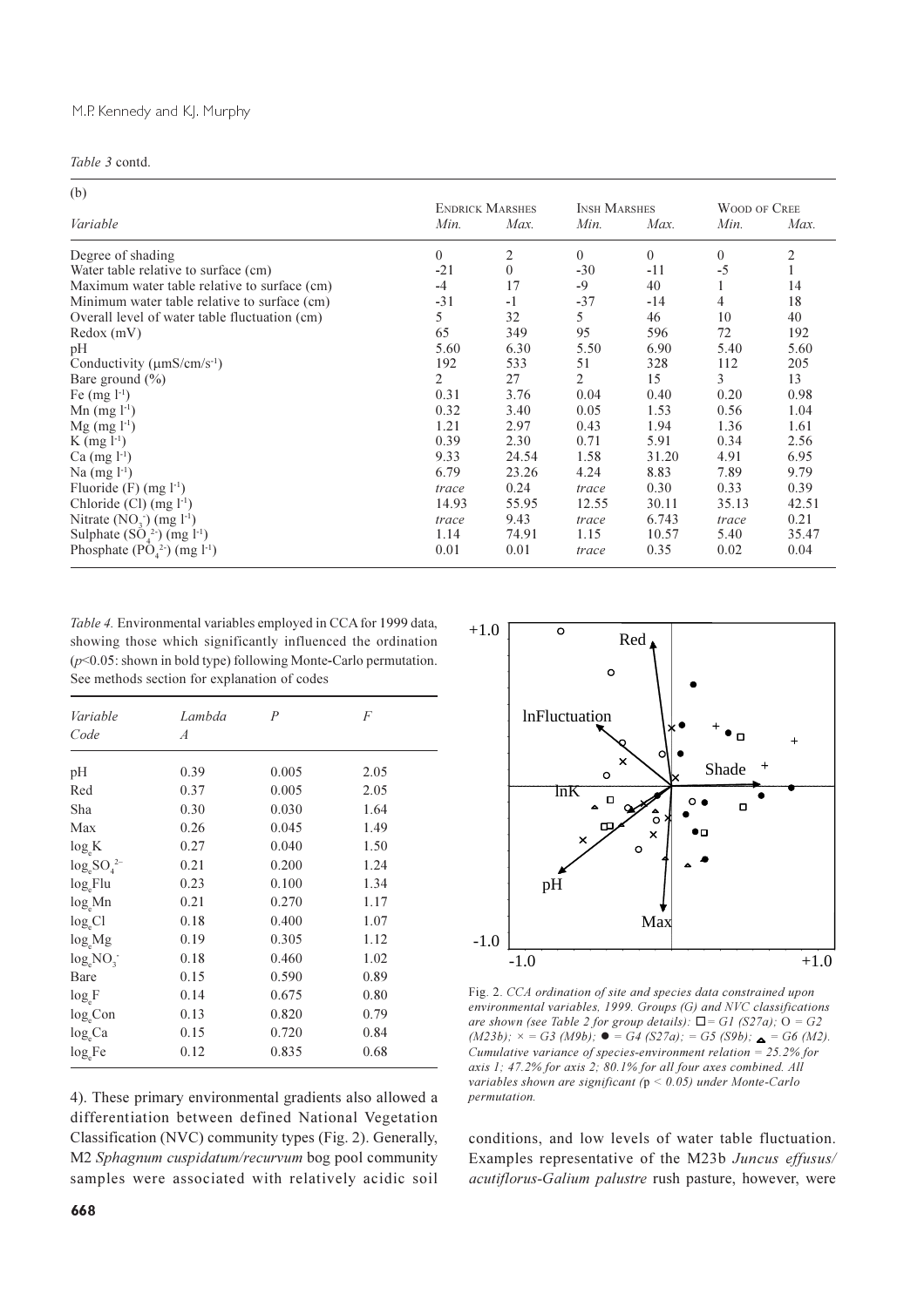*Table 3* contd.

| (b) | Endrick Marshes | | Insh Marshes | | Wood of Cree | |
|---|---|---|---|---|---|---|
| *Variable* | *Min.* | *Max.* | *Min.* | *Max.* | *Min.* | *Max.* |
| Degree of shading | 0 | 2 | 0 | 0 | 0 | 2 |
| Water table relative to surface (cm) | -21 | 0 | -30 | -11 | -5 | 1 |
| Maximum water table relative to surface (cm) | -4 | 17 | -9 | 40 | 1 | 14 |
| Minimum water table relative to surface (cm) | -31 | -1 | -37 | -14 | 4 | 18 |
| Overall level of water table fluctuation (cm) | 5 | 32 | 5 | 46 | 10 | 40 |
| Redox (mV) | 65 | 349 | 95 | 596 | 72 | 192 |
| pH | 5.60 | 6.30 | 5.50 | 6.90 | 5.40 | 5.60 |
| Conductivity (µmS/cm/s$^{-1}$) | 192 | 533 | 51 | 328 | 112 | 205 |
| Bare ground (%) | 2 | 27 | 2 | 15 | 3 | 13 |
| Fe (mg l$^{-1}$) | 0.31 | 3.76 | 0.04 | 0.40 | 0.20 | 0.98 |
| Mn (mg l$^{-1}$) | 0.32 | 3.40 | 0.05 | 1.53 | 0.56 | 1.04 |
| Mg (mg l$^{-1}$) | 1.21 | 2.97 | 0.43 | 1.94 | 1.36 | 1.61 |
| K (mg l$^{-1}$) | 0.39 | 2.30 | 0.71 | 5.91 | 0.34 | 2.56 |
| Ca (mg l$^{-1}$) | 9.33 | 24.54 | 1.58 | 31.20 | 4.91 | 6.95 |
| Na (mg l$^{-1}$) | 6.79 | 23.26 | 4.24 | 8.83 | 7.89 | 9.79 |
| Fluoride (F) (mg l$^{-1}$) | *trace* | 0.24 | *trace* | 0.30 | 0.33 | 0.39 |
| Chloride (Cl) (mg l$^{-1}$) | 14.93 | 55.95 | 12.55 | 30.11 | 35.13 | 42.51 |
| Nitrate ($NO_3^-$) (mg l$^{-1}$) | *trace* | 9.43 | *trace* | 6.743 | *trace* | 0.21 |
| Sulphate ($SO_4^{2-}$) (mg l$^{-1}$) | 1.14 | 74.91 | 1.15 | 10.57 | 5.40 | 35.47 |
| Phosphate ($PO_4^{2-}$) (mg l$^{-1}$) | 0.01 | 0.01 | *trace* | 0.35 | 0.02 | 0.04 |

*Table 4.* Environmental variables employed in CCA for 1999 data, showing those which significantly influenced the ordination ($p$<0.05: shown in bold type) following Monte-Carlo permutation. See methods section for explanation of codes

| *Variable Code* | *Lambda A* | *P* | *F* |
|---|---|---|---|
| pH | 0.39 | 0.005 | 2.05 |
| Red | 0.37 | 0.005 | 2.05 |
| Sha | 0.30 | 0.030 | 1.64 |
| Max | 0.26 | 0.045 | 1.49 |
| $\log_e$K | 0.27 | 0.040 | 1.50 |
| $\log_e SO_4^{2-}$ | 0.21 | 0.200 | 1.24 |
| $\log_e$Flu | 0.23 | 0.100 | 1.34 |
| $\log_e$Mn | 0.21 | 0.270 | 1.17 |
| $\log_e$Cl | 0.18 | 0.400 | 1.07 |
| $\log_e$Mg | 0.19 | 0.305 | 1.12 |
| $\log_e NO_3^-$ | 0.18 | 0.460 | 1.02 |
| Bare | 0.15 | 0.590 | 0.89 |
| $\log_e$F | 0.14 | 0.675 | 0.80 |
| $\log_e$Con | 0.13 | 0.820 | 0.79 |
| $\log_e$Ca | 0.15 | 0.720 | 0.84 |
| $\log_e$Fe | 0.12 | 0.835 | 0.68 |

Fig. 2. *CCA ordination of site and species data constrained upon environmental variables, 1999. Groups (G) and NVC classifications are shown (see Table 2 for group details): □ = G1 (S27a); O = G2 (M23b); × = G3 (M9b); ● = G4 (S27a); = G5 (S9b); ▲ = G6 (M2). Cumulative variance of species-environment relation = 25.2% for axis 1; 47.2% for axis 2; 80.1% for all four axes combined. All variables shown are significant (*p *< 0.05) under Monte-Carlo permutation.*

4). These primary environmental gradients also allowed a differentiation between defined National Vegetation Classification (NVC) community types (Fig. 2). Generally, M2 *Sphagnum cuspidatum/recurvum* bog pool community samples were associated with relatively acidic soil conditions, and low levels of water table fluctuation. Examples representative of the M23b *Juncus effusus/ acutiflorus-Galium palustre* rush pasture, however, were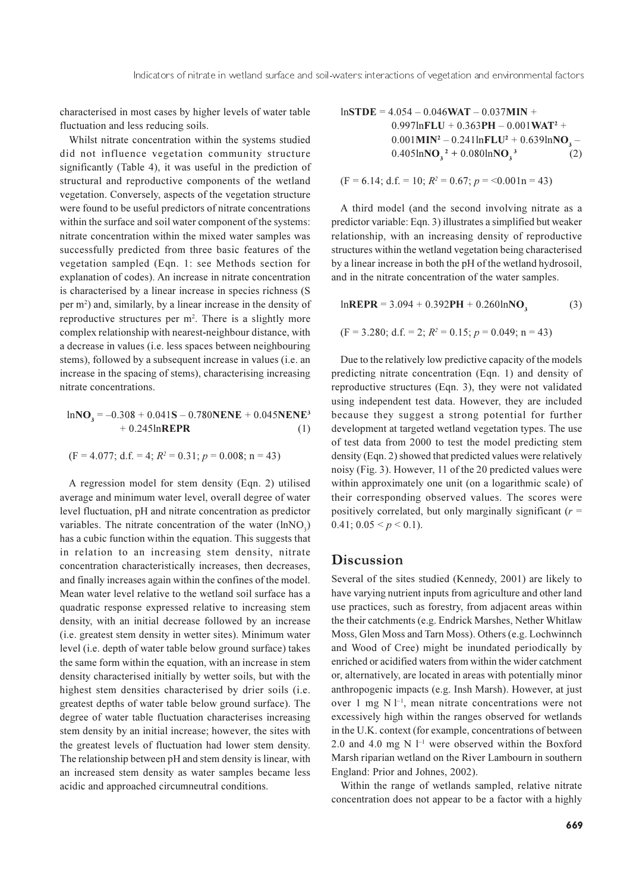characterised in most cases by higher levels of water table fluctuation and less reducing soils.

Whilst nitrate concentration within the systems studied did not influence vegetation community structure significantly (Table 4), it was useful in the prediction of structural and reproductive components of the wetland vegetation. Conversely, aspects of the vegetation structure were found to be useful predictors of nitrate concentrations within the surface and soil water component of the systems: nitrate concentration within the mixed water samples was successfully predicted from three basic features of the vegetation sampled (Eqn. 1: see Methods section for explanation of codes). An increase in nitrate concentration is characterised by a linear increase in species richness (S per m$^2$) and, similarly, by a linear increase in the density of reproductive structures per m$^2$. There is a slightly more complex relationship with nearest-neighbour distance, with a decrease in values (i.e. less spaces between neighbouring stems), followed by a subsequent increase in values (i.e. an increase in the spacing of stems), characterising increasing nitrate concentrations.

$$\ln\mathbf{NO_3} = -0.308 + 0.041\mathbf{S} - 0.780\mathbf{NENE} + 0.045\mathbf{NENE^3} + 0.245\ln\mathbf{REPR} \quad (1)$$

($F = 4.077$; d.f. = 4; $R^2 = 0.31$; $p = 0.008$; n = 43)

A regression model for stem density (Eqn. 2) utilised average and minimum water level, overall degree of water level fluctuation, pH and nitrate concentration as predictor variables. The nitrate concentration of the water ($\ln NO_3$) has a cubic function within the equation. This suggests that in relation to an increasing stem density, nitrate concentration characteristically increases, then decreases, and finally increases again within the confines of the model. Mean water level relative to the wetland soil surface has a quadratic response expressed relative to increasing stem density, with an initial decrease followed by an increase (i.e. greatest stem density in wetter sites). Minimum water level (i.e. depth of water table below ground surface) takes the same form within the equation, with an increase in stem density characterised initially by wetter soils, but with the highest stem densities characterised by drier soils (i.e. greatest depths of water table below ground surface). The degree of water table fluctuation characterises increasing stem density by an initial increase; however, the sites with the greatest levels of fluctuation had lower stem density. The relationship between pH and stem density is linear, with an increased stem density as water samples became less acidic and approached circumneutral conditions.

$$\ln\mathbf{STDE} = 4.054 - 0.046\mathbf{WAT} - 0.037\mathbf{MIN} + 0.997\ln\mathbf{FLU} + 0.363\mathbf{PH} - 0.001\mathbf{WAT^2} + 0.001\mathbf{MIN^2} - 0.241\ln\mathbf{FLU^2} + 0.639\ln\mathbf{NO_3} - 0.405\ln\mathbf{NO_3}^2 + 0.080\ln\mathbf{NO_3}^3 \quad (2)$$

($F = 6.14$; d.f. = 10; $R^2 = 0.67$; $p = <0.001$ n = 43)

A third model (and the second involving nitrate as a predictor variable: Eqn. 3) illustrates a simplified but weaker relationship, with an increasing density of reproductive structures within the wetland vegetation being characterised by a linear increase in both the pH of the wetland hydrosoil, and in the nitrate concentration of the water samples.

$$\ln\mathbf{REPR} = 3.094 + 0.392\mathbf{PH} + 0.260\ln\mathbf{NO_3} \quad (3)$$

($F = 3.280$; d.f. = 2; $R^2 = 0.15$; $p = 0.049$; n = 43)

Due to the relatively low predictive capacity of the models predicting nitrate concentration (Eqn. 1) and density of reproductive structures (Eqn. 3), they were not validated using independent test data. However, they are included because they suggest a strong potential for further development at targeted wetland vegetation types. The use of test data from 2000 to test the model predicting stem density (Eqn. 2) showed that predicted values were relatively noisy (Fig. 3). However, 11 of the 20 predicted values were within approximately one unit (on a logarithmic scale) of their corresponding observed values. The scores were positively correlated, but only marginally significant ($r = 0.41$; $0.05 < p < 0.1$).

## Discussion

Several of the sites studied (Kennedy, 2001) are likely to have varying nutrient inputs from agriculture and other land use practices, such as forestry, from adjacent areas within the their catchments (e.g. Endrick Marshes, Nether Whitlaw Moss, Glen Moss and Tarn Moss). Others (e.g. Lochwinnch and Wood of Cree) might be inundated periodically by enriched or acidified waters from within the wider catchment or, alternatively, are located in areas with potentially minor anthropogenic impacts (e.g. Insh Marsh). However, at just over 1 mg N l$^{-1}$, mean nitrate concentrations were not excessively high within the ranges observed for wetlands in the U.K. context (for example, concentrations of between 2.0 and 4.0 mg N l$^{-1}$ were observed within the Boxford Marsh riparian wetland on the River Lambourn in southern England: Prior and Johnes, 2002).

Within the range of wetlands sampled, relative nitrate concentration does not appear to be a factor with a highly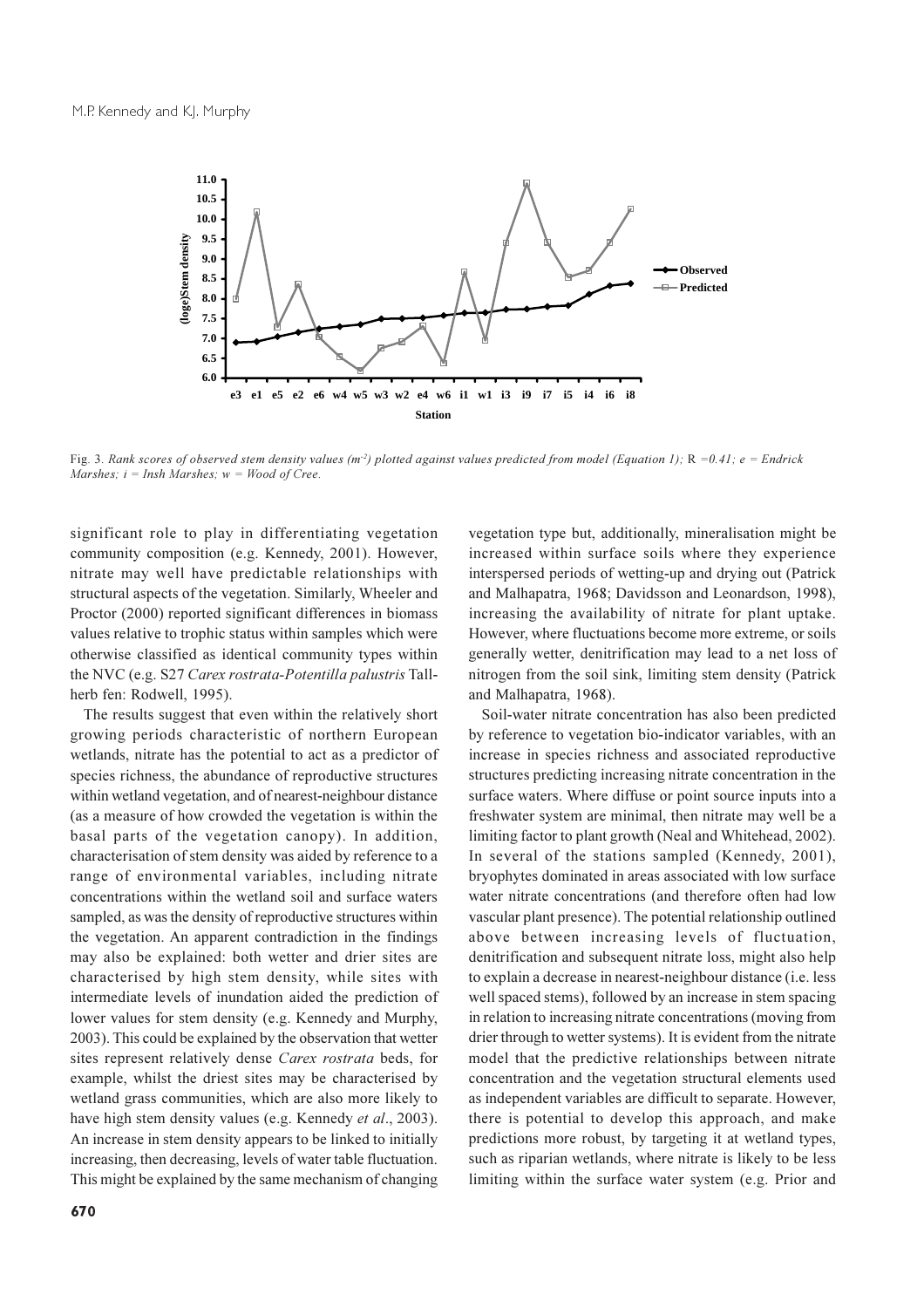Fig. 3. *Rank scores of observed stem density values ($m^{-2}$) plotted against values predicted from model (Equation 1);* R *=0.41; e = Endrick Marshes; i = Insh Marshes; w = Wood of Cree.*

significant role to play in differentiating vegetation community composition (e.g. Kennedy, 2001). However, nitrate may well have predictable relationships with structural aspects of the vegetation. Similarly, Wheeler and Proctor (2000) reported significant differences in biomass values relative to trophic status within samples which were otherwise classified as identical community types within the NVC (e.g. S27 *Carex rostrata-Potentilla palustris* Tall-herb fen: Rodwell, 1995).

The results suggest that even within the relatively short growing periods characteristic of northern European wetlands, nitrate has the potential to act as a predictor of species richness, the abundance of reproductive structures within wetland vegetation, and of nearest-neighbour distance (as a measure of how crowded the vegetation is within the basal parts of the vegetation canopy). In addition, characterisation of stem density was aided by reference to a range of environmental variables, including nitrate concentrations within the wetland soil and surface waters sampled, as was the density of reproductive structures within the vegetation. An apparent contradiction in the findings may also be explained: both wetter and drier sites are characterised by high stem density, while sites with intermediate levels of inundation aided the prediction of lower values for stem density (e.g. Kennedy and Murphy, 2003). This could be explained by the observation that wetter sites represent relatively dense *Carex rostrata* beds, for example, whilst the driest sites may be characterised by wetland grass communities, which are also more likely to have high stem density values (e.g. Kennedy *et al*., 2003). An increase in stem density appears to be linked to initially increasing, then decreasing, levels of water table fluctuation. This might be explained by the same mechanism of changing vegetation type but, additionally, mineralisation might be increased within surface soils where they experience interspersed periods of wetting-up and drying out (Patrick and Malhapatra, 1968; Davidsson and Leonardson, 1998), increasing the availability of nitrate for plant uptake. However, where fluctuations become more extreme, or soils generally wetter, denitrification may lead to a net loss of nitrogen from the soil sink, limiting stem density (Patrick and Malhapatra, 1968).

Soil-water nitrate concentration has also been predicted by reference to vegetation bio-indicator variables, with an increase in species richness and associated reproductive structures predicting increasing nitrate concentration in the surface waters. Where diffuse or point source inputs into a freshwater system are minimal, then nitrate may well be a limiting factor to plant growth (Neal and Whitehead, 2002). In several of the stations sampled (Kennedy, 2001), bryophytes dominated in areas associated with low surface water nitrate concentrations (and therefore often had low vascular plant presence). The potential relationship outlined above between increasing levels of fluctuation, denitrification and subsequent nitrate loss, might also help to explain a decrease in nearest-neighbour distance (i.e. less well spaced stems), followed by an increase in stem spacing in relation to increasing nitrate concentrations (moving from drier through to wetter systems). It is evident from the nitrate model that the predictive relationships between nitrate concentration and the vegetation structural elements used as independent variables are difficult to separate. However, there is potential to develop this approach, and make predictions more robust, by targeting it at wetland types, such as riparian wetlands, where nitrate is likely to be less limiting within the surface water system (e.g. Prior and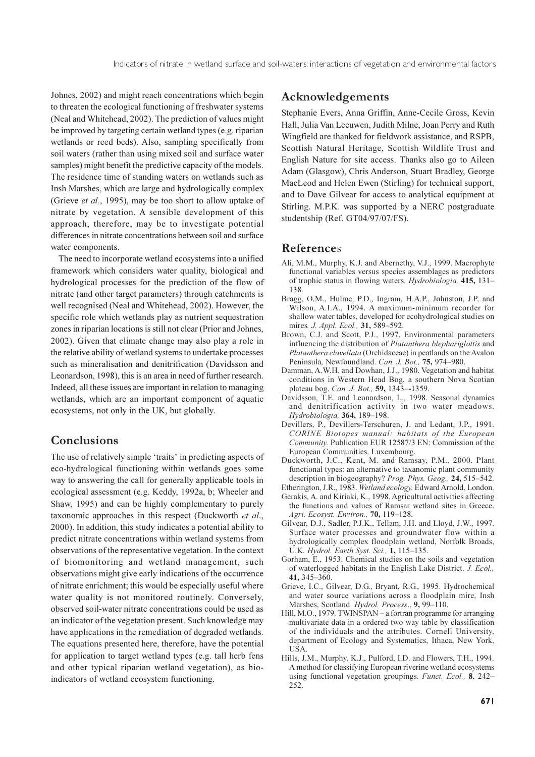Johnes, 2002) and might reach concentrations which begin to threaten the ecological functioning of freshwater systems (Neal and Whitehead, 2002). The prediction of values might be improved by targeting certain wetland types (e.g. riparian wetlands or reed beds). Also, sampling specifically from soil waters (rather than using mixed soil and surface water samples) might benefit the predictive capacity of the models. The residence time of standing waters on wetlands such as Insh Marshes, which are large and hydrologically complex (Grieve *et al.*, 1995), may be too short to allow uptake of nitrate by vegetation. A sensible development of this approach, therefore, may be to investigate potential differences in nitrate concentrations between soil and surface water components.

The need to incorporate wetland ecosystems into a unified framework which considers water quality, biological and hydrological processes for the prediction of the flow of nitrate (and other target parameters) through catchments is well recognised (Neal and Whitehead, 2002). However, the specific role which wetlands play as nutrient sequestration zones in riparian locations is still not clear (Prior and Johnes, 2002). Given that climate change may also play a role in the relative ability of wetland systems to undertake processes such as mineralisation and denitrification (Davidsson and Leonardson, 1998), this is an area in need of further research. Indeed, all these issues are important in relation to managing wetlands, which are an important component of aquatic ecosystems, not only in the UK, but globally.

## Conclusions

The use of relatively simple 'traits' in predicting aspects of eco-hydrological functioning within wetlands goes some way to answering the call for generally applicable tools in ecological assessment (e.g. Keddy, 1992a, b; Wheeler and Shaw, 1995) and can be highly complementary to purely taxonomic approaches in this respect (Duckworth *et al*., 2000). In addition, this study indicates a potential ability to predict nitrate concentrations within wetland systems from observations of the representative vegetation. In the context of biomonitoring and wetland management, such observations might give early indications of the occurrence of nitrate enrichment; this would be especially useful where water quality is not monitored routinely. Conversely, observed soil-water nitrate concentrations could be used as an indicator of the vegetation present. Such knowledge may have applications in the remediation of degraded wetlands. The equations presented here, therefore, have the potential for application to target wetland types (e.g. tall herb fens and other typical riparian wetland vegetation), as bio-indicators of wetland ecosystem functioning.

## Acknowledgements

Stephanie Evers, Anna Griffin, Anne-Cecile Gross, Kevin Hall, Julia Van Leeuwen, Judith Milne, Joan Perry and Ruth Wingfield are thanked for fieldwork assistance, and RSPB, Scottish Natural Heritage, Scottish Wildlife Trust and English Nature for site access. Thanks also go to Aileen Adam (Glasgow), Chris Anderson, Stuart Bradley, George MacLeod and Helen Ewen (Stirling) for technical support, and to Dave Gilvear for access to analytical equipment at Stirling. M.P.K. was supported by a NERC postgraduate studentship (Ref. GT04/97/07/FS).

## References

Ali, M.M., Murphy, K.J. and Abernethy, V.J., 1999. Macrophyte functional variables versus species assemblages as predictors of trophic status in flowing waters. *Hydrobiologia,* **415,** 131–138.

Bragg, O.M., Hulme, P.D., Ingram, H.A.P., Johnston, J.P. and Wilson, A.I.A., 1994. A maximum-minimum recorder for shallow water tables, developed for ecohydrological studies on mires*. J. Appl. Ecol.,* **31,** 589–592.

Brown, C.J. and Scott, P.J., 1997. Environmental parameters influencing the distribution of *Platanthera blephariglottis* and *Platanthera clavellata* (Orchidaceae) in peatlands on the Avalon Peninsula, Newfoundland. *Can. J. Bot.,* **75,** 974–980.

Damman, A.W.H. and Dowhan, J.J., 1980. Vegetation and habitat conditions in Western Head Bog, a southern Nova Scotian plateau bog. *Can. J. Bot.,* **59,** 1343–-1359.

Davidsson, T.E. and Leonardson, L., 1998. Seasonal dynamics and denitrification activity in two water meadows. *Hydrobiologia,* **364,** 189–198.

Devillers, P., Devillers-Terschuren, J. and Ledant, J.P., 1991. *CORINE Biotopes manual: habitats of the European Community.* Publication EUR 12587/3 EN: Commission of the European Communities, Luxembourg.

Duckworth, J.C., Kent, M. and Ramsay, P.M., 2000. Plant functional types: an alternative to taxanomic plant community description in biogeography? *Prog. Phys. Geog.,* **24,** 515–542.

Etherington, J.R., 1983. *Wetland ecology.* Edward Arnold, London.

Gerakis, A. and Kiriaki, K., 1998. Agricultural activities affecting the functions and values of Ramsar wetland sites in Greece. *Agri. Ecosyst. Environ.,* **70,** 119–128.

Gilvear, D.J., Sadler, P.J.K., Tellam, J.H. and Lloyd, J.W., 1997. Surface water processes and groundwater flow within a hydrologically complex floodplain wetland, Norfolk Broads, U.K. *Hydrol. Earth Syst. Sci.,* **1,** 115–135.

Gorham, E., 1953. Chemical studies on the soils and vegetation of waterlogged habitats in the English Lake District. *J. Ecol.,* **41,** 345–360.

Grieve, I.C., Gilvear, D.G., Bryant, R.G., 1995. Hydrochemical and water source variations across a floodplain mire, Insh Marshes, Scotland. *Hydrol. Process*., **9,** 99–110.

Hill, M.O., 1979. TWINSPAN – a fortran programme for arranging multivariate data in a ordered two way table by classification of the individuals and the attributes. Cornell University, department of Ecology and Systematics, Ithaca, New York, USA.

Hills, J.M., Murphy, K.J., Pulford, I.D. and Flowers, T.H., 1994. A method for classifying European riverine wetland ecosystems using functional vegetation groupings. *Funct. Ecol.,* **8**, 242–252.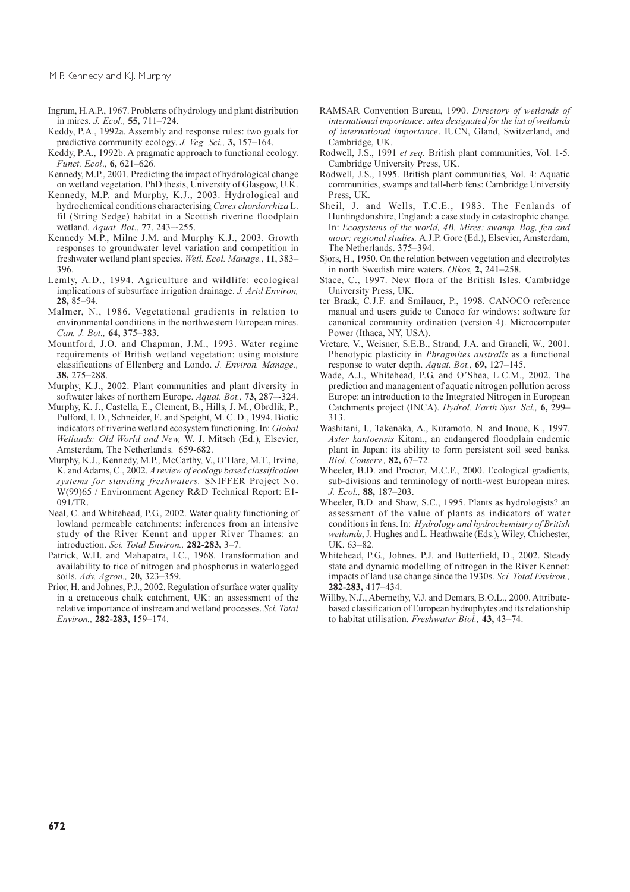Ingram, H.A.P., 1967. Problems of hydrology and plant distribution in mires. *J. Ecol.,* **55,** 711–724.

Keddy, P.A., 1992a. Assembly and response rules: two goals for predictive community ecology. *J. Veg. Sci.,* **3,** 157–164.

Keddy, P.A., 1992b. A pragmatic approach to functional ecology. *Funct. Ecol*., **6,** 621–626.

Kennedy, M.P., 2001. Predicting the impact of hydrological change on wetland vegetation. PhD thesis, University of Glasgow, U.K.

Kennedy, M.P. and Murphy, K.J., 2003. Hydrological and hydrochemical conditions characterising *Carex chordorrhiza* L. fil (String Sedge) habitat in a Scottish riverine floodplain wetland. *Aquat. Bot*., **77**, 243–-255.

Kennedy M.P., Milne J.M. and Murphy K.J., 2003. Growth responses to groundwater level variation and competition in freshwater wetland plant species. *Wetl. Ecol. Manage.,* **11**, 383–396.

Lemly, A.D., 1994. Agriculture and wildlife: ecological implications of subsurface irrigation drainage. *J. Arid Environ,* **28,** 85–94.

Malmer, N., 1986. Vegetational gradients in relation to environmental conditions in the northwestern European mires. *Can. J. Bot.,* **64,** 375–383.

Mountford, J.O. and Chapman, J.M., 1993. Water regime requirements of British wetland vegetation: using moisture classifications of Ellenberg and Londo. *J. Environ. Manage.,* **38,** 275–288.

Murphy, K.J., 2002. Plant communities and plant diversity in softwater lakes of northern Europe. *Aquat. Bot.,* **73,** 287–-324.

Murphy, K. J., Castella, E., Clement, B., Hills, J. M., Obrdlik, P., Pulford, I. D., Schneider, E. and Speight, M. C. D., 1994. Biotic indicators of riverine wetland ecosystem functioning. In: *Global Wetlands: Old World and New,* W. J. Mitsch (Ed.), Elsevier, Amsterdam, The Netherlands. 659-682.

Murphy, K.J., Kennedy, M.P., McCarthy, V., O'Hare, M.T., Irvine, K. and Adams, C., 2002. *A review of ecology based classification systems for standing freshwaters.* SNIFFER Project No. W(99)65 / Environment Agency R&D Technical Report: E1-091/TR.

Neal, C. and Whitehead, P.G., 2002. Water quality functioning of lowland permeable catchments: inferences from an intensive study of the River Kennt and upper River Thames: an introduction. *Sci. Total Environ.,* **282-283,** 3–7.

Patrick, W.H. and Mahapatra, I.C., 1968. Transformation and availability to rice of nitrogen and phosphorus in waterlogged soils. *Adv. Agron.,* **20,** 323–359.

Prior, H. and Johnes, P.J., 2002. Regulation of surface water quality in a cretaceous chalk catchment, UK: an assessment of the relative importance of instream and wetland processes. *Sci. Total Environ.,* **282-283,** 159–174.

RAMSAR Convention Bureau, 1990. *Directory of wetlands of international importance: sites designated for the list of wetlands of international importance*. IUCN, Gland, Switzerland, and Cambridge, UK.

Rodwell, J.S., 1991 *et seq.* British plant communities, Vol. 1-5. Cambridge University Press, UK.

Rodwell, J.S., 1995. British plant communities, Vol. 4: Aquatic communities, swamps and tall-herb fens: Cambridge University Press, UK.

Sheil, J. and Wells, T.C.E., 1983. The Fenlands of Huntingdonshire, England: a case study in catastrophic change. In: *Ecosystems of the world, 4B. Mires: swamp, Bog, fen and moor; regional studies,* A.J.P. Gore (Ed.), Elsevier, Amsterdam, The Netherlands. 375–394.

Sjors, H., 1950. On the relation between vegetation and electrolytes in north Swedish mire waters. *Oikos,* **2,** 241–258.

Stace, C., 1997. New flora of the British Isles. Cambridge University Press, UK.

ter Braak, C.J.F. and Smilauer, P., 1998. CANOCO reference manual and users guide to Canoco for windows: software for canonical community ordination (version 4). Microcomputer Power (Ithaca, NY, USA).

Vretare, V., Weisner, S.E.B., Strand, J.A. and Graneli, W., 2001. Phenotypic plasticity in *Phragmites australis* as a functional response to water depth. *Aquat. Bot.,* **69,** 127–145.

Wade, A.J., Whitehead, P.G. and O'Shea, L.C.M., 2002. The prediction and management of aquatic nitrogen pollution across Europe: an introduction to the Integrated Nitrogen in European Catchments project (INCA). *Hydrol. Earth Syst. Sci.,* **6,** 299–313.

Washitani, I., Takenaka, A., Kuramoto, N. and Inoue, K., 1997. *Aster kantoensis* Kitam., an endangered floodplain endemic plant in Japan: its ability to form persistent soil seed banks. *Biol. Conserv.,* **82,** 67–72.

Wheeler, B.D. and Proctor, M.C.F., 2000. Ecological gradients, sub-divisions and terminology of north-west European mires. *J. Ecol.,* **88,** 187–203.

Wheeler, B.D. and Shaw, S.C., 1995. Plants as hydrologists? an assessment of the value of plants as indicators of water conditions in fens. In: *Hydrology and hydrochemistry of British wetlands*, J. Hughes and L. Heathwaite (Eds.), Wiley, Chichester, UK. 63–82.

Whitehead, P.G., Johnes. P.J. and Butterfield, D., 2002. Steady state and dynamic modelling of nitrogen in the River Kennet: impacts of land use change since the 1930s. *Sci. Total Environ.,* **282-283,** 417–434.

Willby, N.J., Abernethy, V.J. and Demars, B.O.L., 2000. Attribute-based classification of European hydrophytes and its relationship to habitat utilisation. *Freshwater Biol.,* **43,** 43–74.